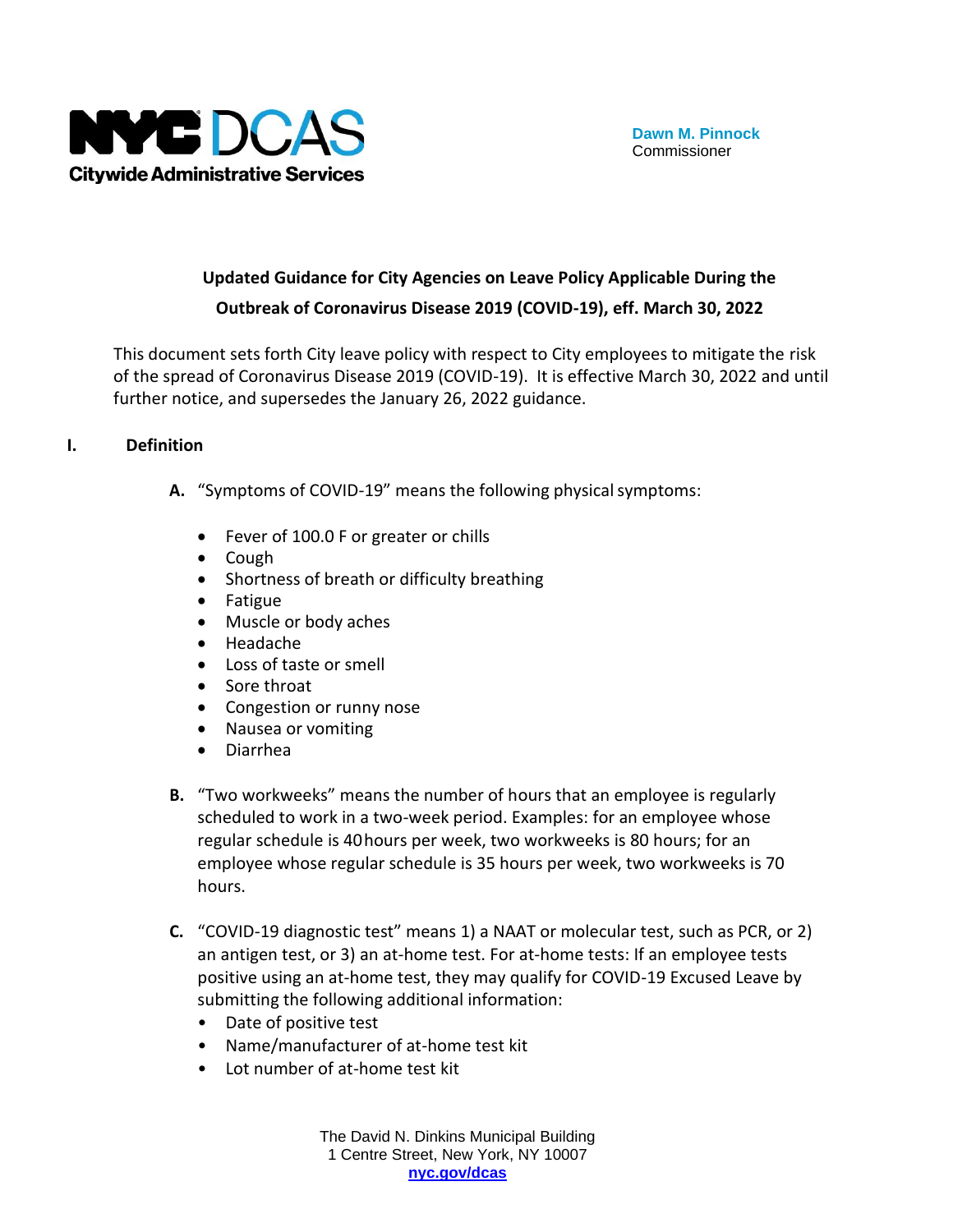**NYC DCAS**
**Citywide Administrative Services**

**Dawn M. Pinnock**
Commissioner

# Updated Guidance for City Agencies on Leave Policy Applicable During the Outbreak of Coronavirus Disease 2019 (COVID-19), eff. March 30, 2022

This document sets forth City leave policy with respect to City employees to mitigate the risk of the spread of Coronavirus Disease 2019 (COVID-19). It is effective March 30, 2022 and until further notice, and supersedes the January 26, 2022 guidance.

## I. Definition

**A.** "Symptoms of COVID-19" means the following physical symptoms:

- Fever of 100.0 F or greater or chills
- Cough
- Shortness of breath or difficulty breathing
- Fatigue
- Muscle or body aches
- Headache
- Loss of taste or smell
- Sore throat
- Congestion or runny nose
- Nausea or vomiting
- Diarrhea

**B.** "Two workweeks" means the number of hours that an employee is regularly scheduled to work in a two-week period. Examples: for an employee whose regular schedule is 40 hours per week, two workweeks is 80 hours; for an employee whose regular schedule is 35 hours per week, two workweeks is 70 hours.

**C.** "COVID-19 diagnostic test" means 1) a NAAT or molecular test, such as PCR, or 2) an antigen test, or 3) an at-home test. For at-home tests: If an employee tests positive using an at-home test, they may qualify for COVID-19 Excused Leave by submitting the following additional information:

- Date of positive test
- Name/manufacturer of at-home test kit
- Lot number of at-home test kit

The David N. Dinkins Municipal Building
1 Centre Street, New York, NY 10007
nyc.gov/dcas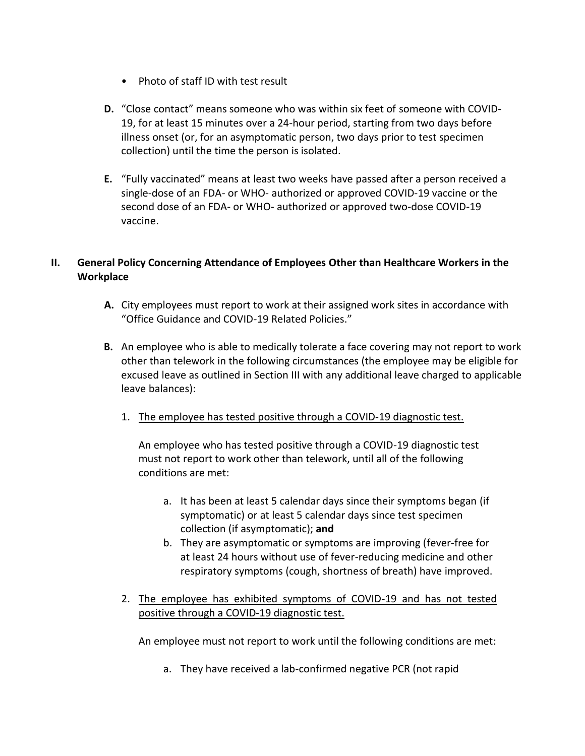- Photo of staff ID with test result

**D.** "Close contact" means someone who was within six feet of someone with COVID-19, for at least 15 minutes over a 24-hour period, starting from two days before illness onset (or, for an asymptomatic person, two days prior to test specimen collection) until the time the person is isolated.

**E.** "Fully vaccinated" means at least two weeks have passed after a person received a single-dose of an FDA- or WHO- authorized or approved COVID-19 vaccine or the second dose of an FDA- or WHO- authorized or approved two-dose COVID-19 vaccine.

## II. General Policy Concerning Attendance of Employees Other than Healthcare Workers in the Workplace

**A.** City employees must report to work at their assigned work sites in accordance with "Office Guidance and COVID-19 Related Policies."

**B.** An employee who is able to medically tolerate a face covering may not report to work other than telework in the following circumstances (the employee may be eligible for excused leave as outlined in Section III with any additional leave charged to applicable leave balances):

1. <u>The employee has tested positive through a COVID-19 diagnostic test.</u>

   An employee who has tested positive through a COVID-19 diagnostic test must not report to work other than telework, until all of the following conditions are met:

   a. It has been at least 5 calendar days since their symptoms began (if symptomatic) or at least 5 calendar days since test specimen collection (if asymptomatic); **and**

   b. They are asymptomatic or symptoms are improving (fever-free for at least 24 hours without use of fever-reducing medicine and other respiratory symptoms (cough, shortness of breath) have improved.

2. <u>The employee has exhibited symptoms of COVID-19 and has not tested positive through a COVID-19 diagnostic test.</u>

   An employee must not report to work until the following conditions are met:

   a. They have received a lab-confirmed negative PCR (not rapid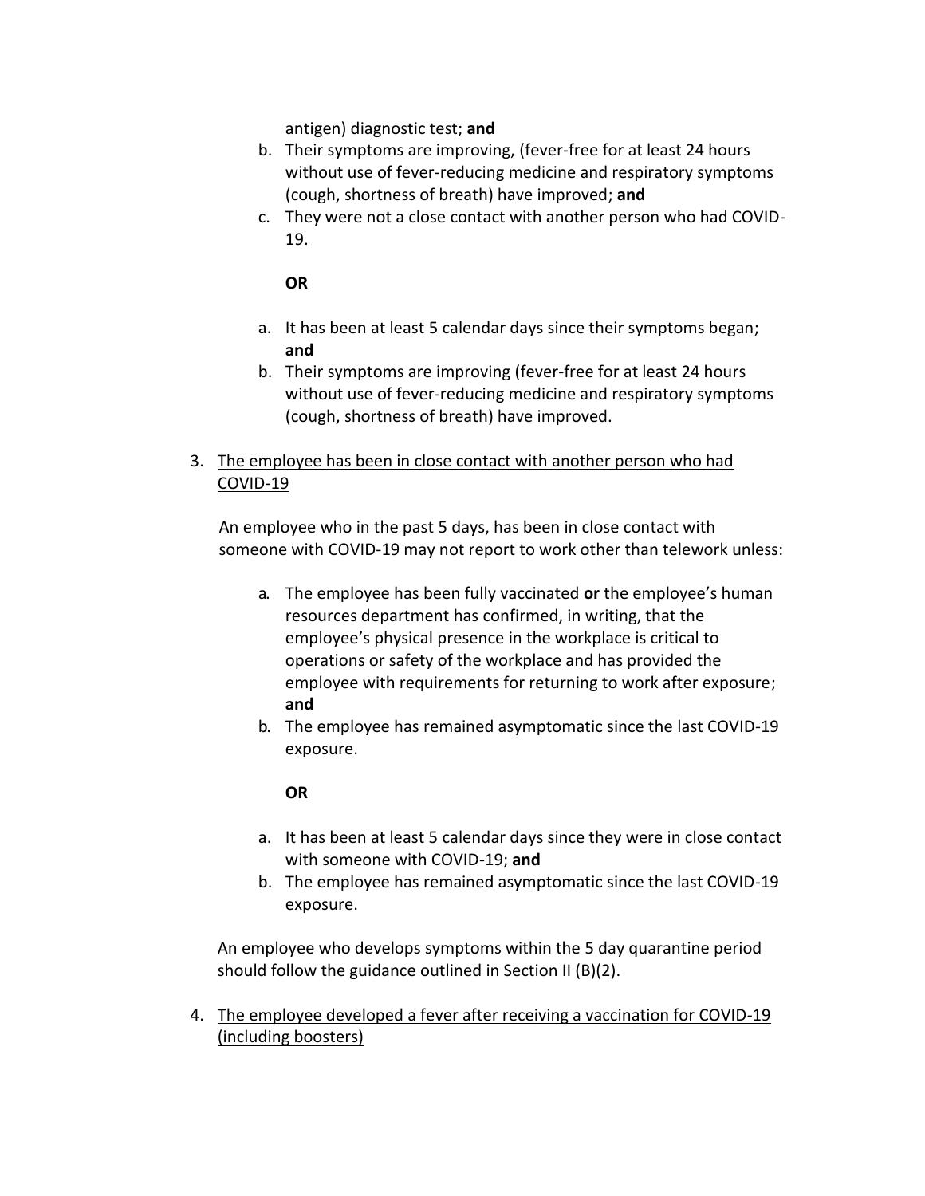antigen) diagnostic test; **and**

b. Their symptoms are improving, (fever-free for at least 24 hours without use of fever-reducing medicine and respiratory symptoms (cough, shortness of breath) have improved; **and**

c. They were not a close contact with another person who had COVID-19.

**OR**

a. It has been at least 5 calendar days since their symptoms began; **and**

b. Their symptoms are improving (fever-free for at least 24 hours without use of fever-reducing medicine and respiratory symptoms (cough, shortness of breath) have improved.

3. <u>The employee has been in close contact with another person who had COVID-19</u>

An employee who in the past 5 days, has been in close contact with someone with COVID-19 may not report to work other than telework unless:

a. The employee has been fully vaccinated **or** the employee's human resources department has confirmed, in writing, that the employee's physical presence in the workplace is critical to operations or safety of the workplace and has provided the employee with requirements for returning to work after exposure; **and**

b. The employee has remained asymptomatic since the last COVID-19 exposure.

**OR**

a. It has been at least 5 calendar days since they were in close contact with someone with COVID-19; **and**

b. The employee has remained asymptomatic since the last COVID-19 exposure.

An employee who develops symptoms within the 5 day quarantine period should follow the guidance outlined in Section II (B)(2).

4. <u>The employee developed a fever after receiving a vaccination for COVID-19 (including boosters)</u>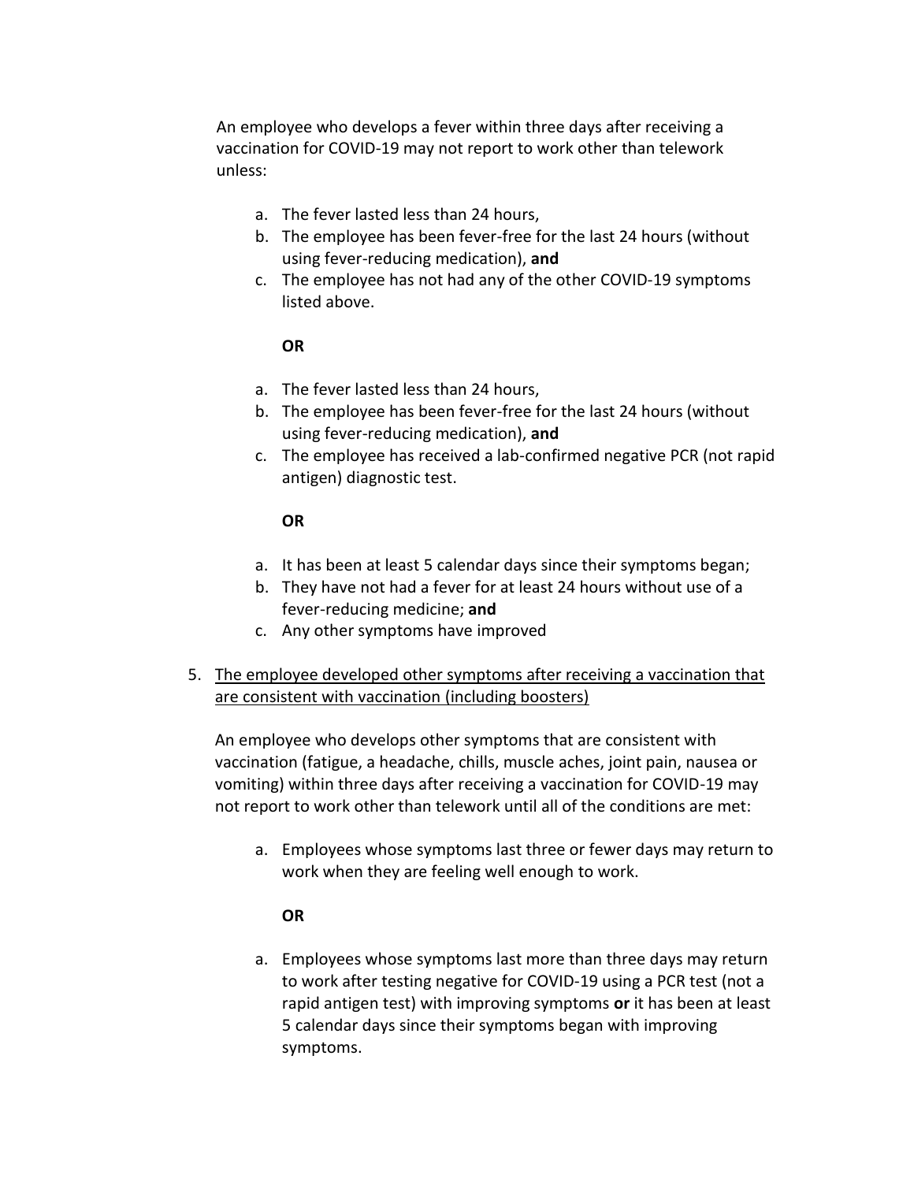An employee who develops a fever within three days after receiving a vaccination for COVID-19 may not report to work other than telework unless:

a. The fever lasted less than 24 hours,
b. The employee has been fever-free for the last 24 hours (without using fever-reducing medication), **and**
c. The employee has not had any of the other COVID-19 symptoms listed above.

**OR**

a. The fever lasted less than 24 hours,
b. The employee has been fever-free for the last 24 hours (without using fever-reducing medication), **and**
c. The employee has received a lab-confirmed negative PCR (not rapid antigen) diagnostic test.

**OR**

a. It has been at least 5 calendar days since their symptoms began;
b. They have not had a fever for at least 24 hours without use of a fever-reducing medicine; **and**
c. Any other symptoms have improved

5. <u>The employee developed other symptoms after receiving a vaccination that are consistent with vaccination (including boosters)</u>

   An employee who develops other symptoms that are consistent with vaccination (fatigue, a headache, chills, muscle aches, joint pain, nausea or vomiting) within three days after receiving a vaccination for COVID-19 may not report to work other than telework until all of the conditions are met:

   a. Employees whose symptoms last three or fewer days may return to work when they are feeling well enough to work.

   **OR**

   a. Employees whose symptoms last more than three days may return to work after testing negative for COVID-19 using a PCR test (not a rapid antigen test) with improving symptoms **or** it has been at least 5 calendar days since their symptoms began with improving symptoms.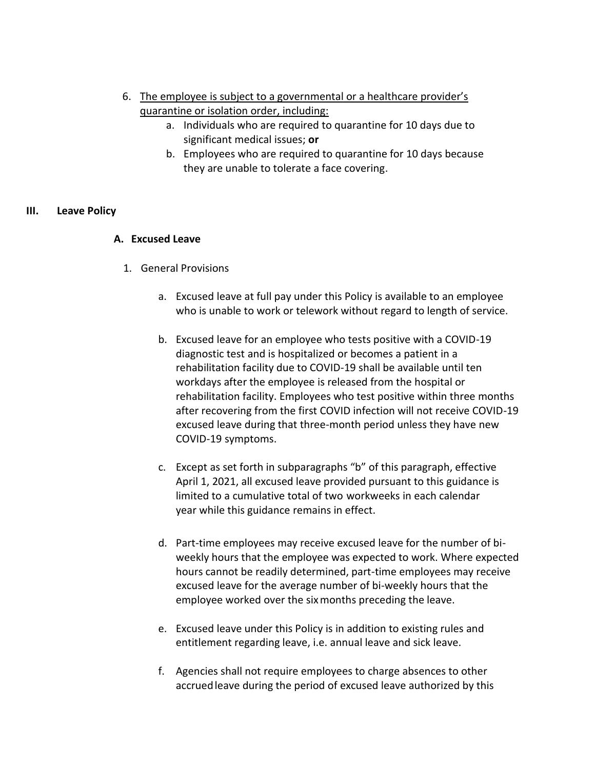6. <u>The employee is subject to a governmental or a healthcare provider's quarantine or isolation order, including:</u>
    a. Individuals who are required to quarantine for 10 days due to significant medical issues; **or**
    b. Employees who are required to quarantine for 10 days because they are unable to tolerate a face covering.

## III. Leave Policy

### A. Excused Leave

1. General Provisions

    a. Excused leave at full pay under this Policy is available to an employee who is unable to work or telework without regard to length of service.

    b. Excused leave for an employee who tests positive with a COVID-19 diagnostic test and is hospitalized or becomes a patient in a rehabilitation facility due to COVID-19 shall be available until ten workdays after the employee is released from the hospital or rehabilitation facility. Employees who test positive within three months after recovering from the first COVID infection will not receive COVID-19 excused leave during that three-month period unless they have new COVID-19 symptoms.

    c. Except as set forth in subparagraphs "b" of this paragraph, effective April 1, 2021, all excused leave provided pursuant to this guidance is limited to a cumulative total of two workweeks in each calendar year while this guidance remains in effect.

    d. Part-time employees may receive excused leave for the number of bi-weekly hours that the employee was expected to work. Where expected hours cannot be readily determined, part-time employees may receive excused leave for the average number of bi-weekly hours that the employee worked over the six months preceding the leave.

    e. Excused leave under this Policy is in addition to existing rules and entitlement regarding leave, i.e. annual leave and sick leave.

    f. Agencies shall not require employees to charge absences to other accrued leave during the period of excused leave authorized by this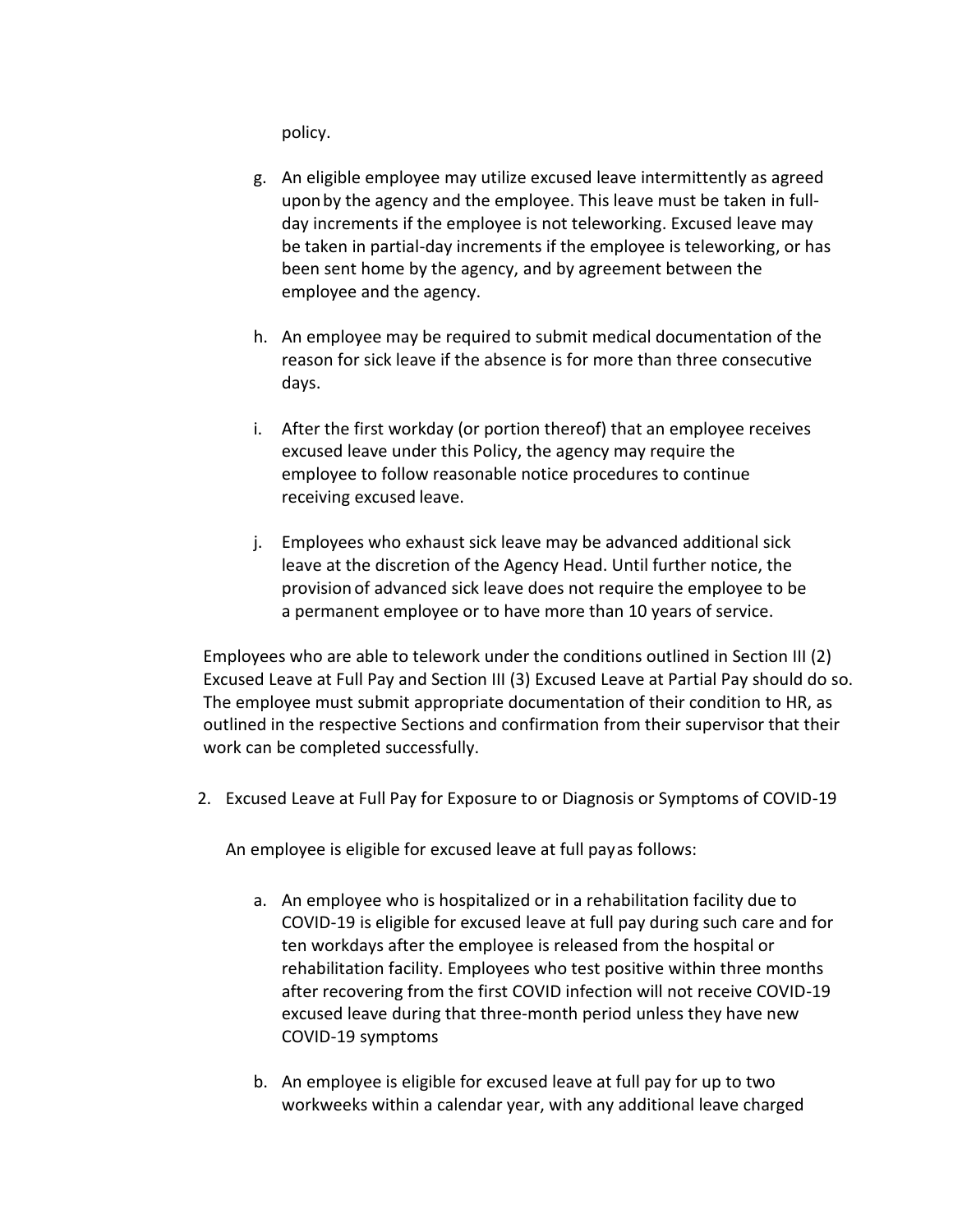policy.

g. An eligible employee may utilize excused leave intermittently as agreed upon by the agency and the employee. This leave must be taken in full-day increments if the employee is not teleworking. Excused leave may be taken in partial-day increments if the employee is teleworking, or has been sent home by the agency, and by agreement between the employee and the agency.

h. An employee may be required to submit medical documentation of the reason for sick leave if the absence is for more than three consecutive days.

i. After the first workday (or portion thereof) that an employee receives excused leave under this Policy, the agency may require the employee to follow reasonable notice procedures to continue receiving excused leave.

j. Employees who exhaust sick leave may be advanced additional sick leave at the discretion of the Agency Head. Until further notice, the provision of advanced sick leave does not require the employee to be a permanent employee or to have more than 10 years of service.

Employees who are able to telework under the conditions outlined in Section III (2) Excused Leave at Full Pay and Section III (3) Excused Leave at Partial Pay should do so. The employee must submit appropriate documentation of their condition to HR, as outlined in the respective Sections and confirmation from their supervisor that their work can be completed successfully.

2. Excused Leave at Full Pay for Exposure to or Diagnosis or Symptoms of COVID-19

   An employee is eligible for excused leave at full pay as follows:

   a. An employee who is hospitalized or in a rehabilitation facility due to COVID-19 is eligible for excused leave at full pay during such care and for ten workdays after the employee is released from the hospital or rehabilitation facility. Employees who test positive within three months after recovering from the first COVID infection will not receive COVID-19 excused leave during that three-month period unless they have new COVID-19 symptoms

   b. An employee is eligible for excused leave at full pay for up to two workweeks within a calendar year, with any additional leave charged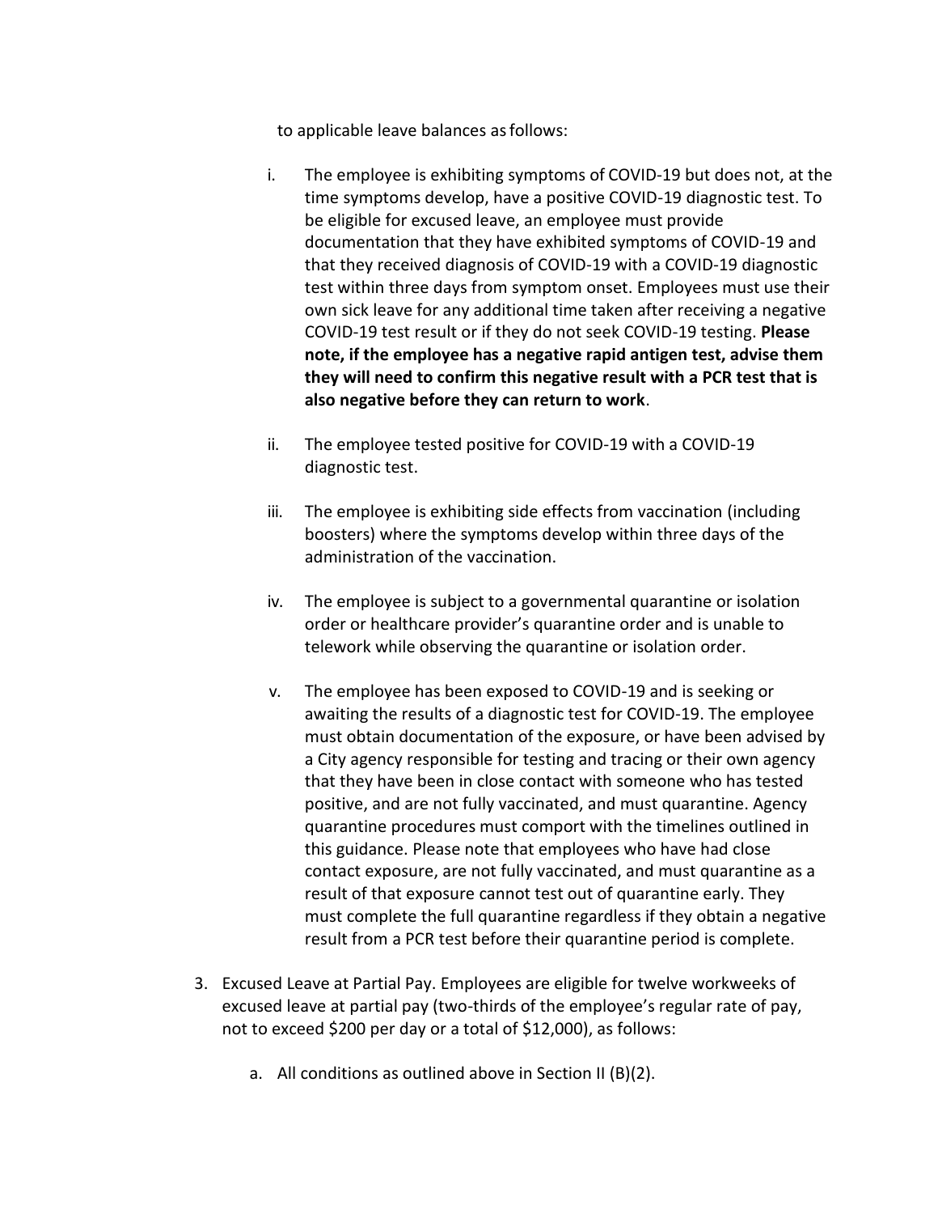to applicable leave balances as follows:

i. The employee is exhibiting symptoms of COVID-19 but does not, at the time symptoms develop, have a positive COVID-19 diagnostic test. To be eligible for excused leave, an employee must provide documentation that they have exhibited symptoms of COVID-19 and that they received diagnosis of COVID-19 with a COVID-19 diagnostic test within three days from symptom onset. Employees must use their own sick leave for any additional time taken after receiving a negative COVID-19 test result or if they do not seek COVID-19 testing. **Please note, if the employee has a negative rapid antigen test, advise them they will need to confirm this negative result with a PCR test that is also negative before they can return to work**.

ii. The employee tested positive for COVID-19 with a COVID-19 diagnostic test.

iii. The employee is exhibiting side effects from vaccination (including boosters) where the symptoms develop within three days of the administration of the vaccination.

iv. The employee is subject to a governmental quarantine or isolation order or healthcare provider's quarantine order and is unable to telework while observing the quarantine or isolation order.

v. The employee has been exposed to COVID-19 and is seeking or awaiting the results of a diagnostic test for COVID-19. The employee must obtain documentation of the exposure, or have been advised by a City agency responsible for testing and tracing or their own agency that they have been in close contact with someone who has tested positive, and are not fully vaccinated, and must quarantine. Agency quarantine procedures must comport with the timelines outlined in this guidance. Please note that employees who have had close contact exposure, are not fully vaccinated, and must quarantine as a result of that exposure cannot test out of quarantine early. They must complete the full quarantine regardless if they obtain a negative result from a PCR test before their quarantine period is complete.

3. Excused Leave at Partial Pay. Employees are eligible for twelve workweeks of excused leave at partial pay (two-thirds of the employee's regular rate of pay, not to exceed $200 per day or a total of $12,000), as follows:

    a. All conditions as outlined above in Section II (B)(2).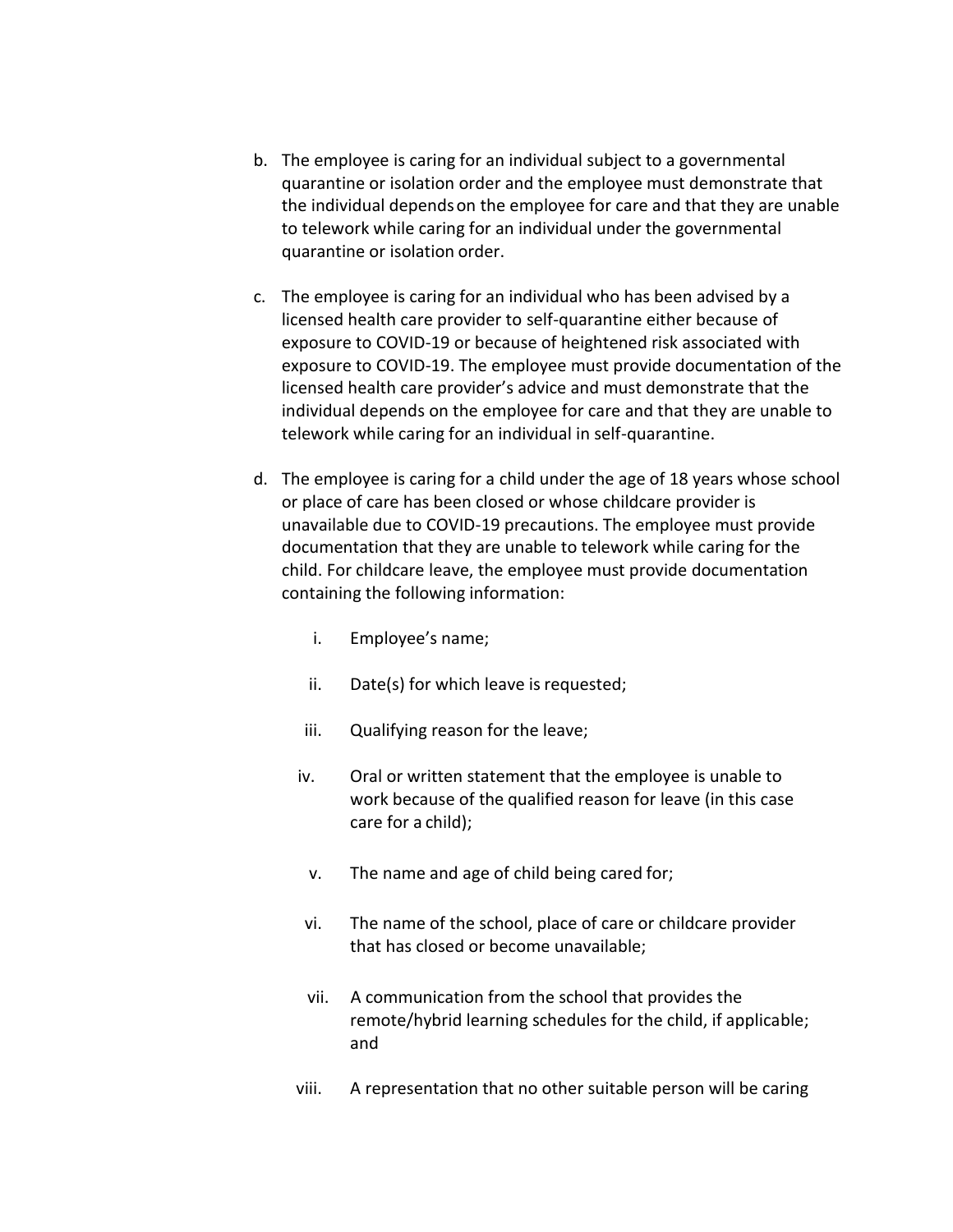b. The employee is caring for an individual subject to a governmental quarantine or isolation order and the employee must demonstrate that the individual depends on the employee for care and that they are unable to telework while caring for an individual under the governmental quarantine or isolation order.

c. The employee is caring for an individual who has been advised by a licensed health care provider to self-quarantine either because of exposure to COVID-19 or because of heightened risk associated with exposure to COVID-19. The employee must provide documentation of the licensed health care provider's advice and must demonstrate that the individual depends on the employee for care and that they are unable to telework while caring for an individual in self-quarantine.

d. The employee is caring for a child under the age of 18 years whose school or place of care has been closed or whose childcare provider is unavailable due to COVID-19 precautions. The employee must provide documentation that they are unable to telework while caring for the child. For childcare leave, the employee must provide documentation containing the following information:

   i. Employee's name;

   ii. Date(s) for which leave is requested;

   iii. Qualifying reason for the leave;

   iv. Oral or written statement that the employee is unable to work because of the qualified reason for leave (in this case care for a child);

   v. The name and age of child being cared for;

   vi. The name of the school, place of care or childcare provider that has closed or become unavailable;

   vii. A communication from the school that provides the remote/hybrid learning schedules for the child, if applicable; and

   viii. A representation that no other suitable person will be caring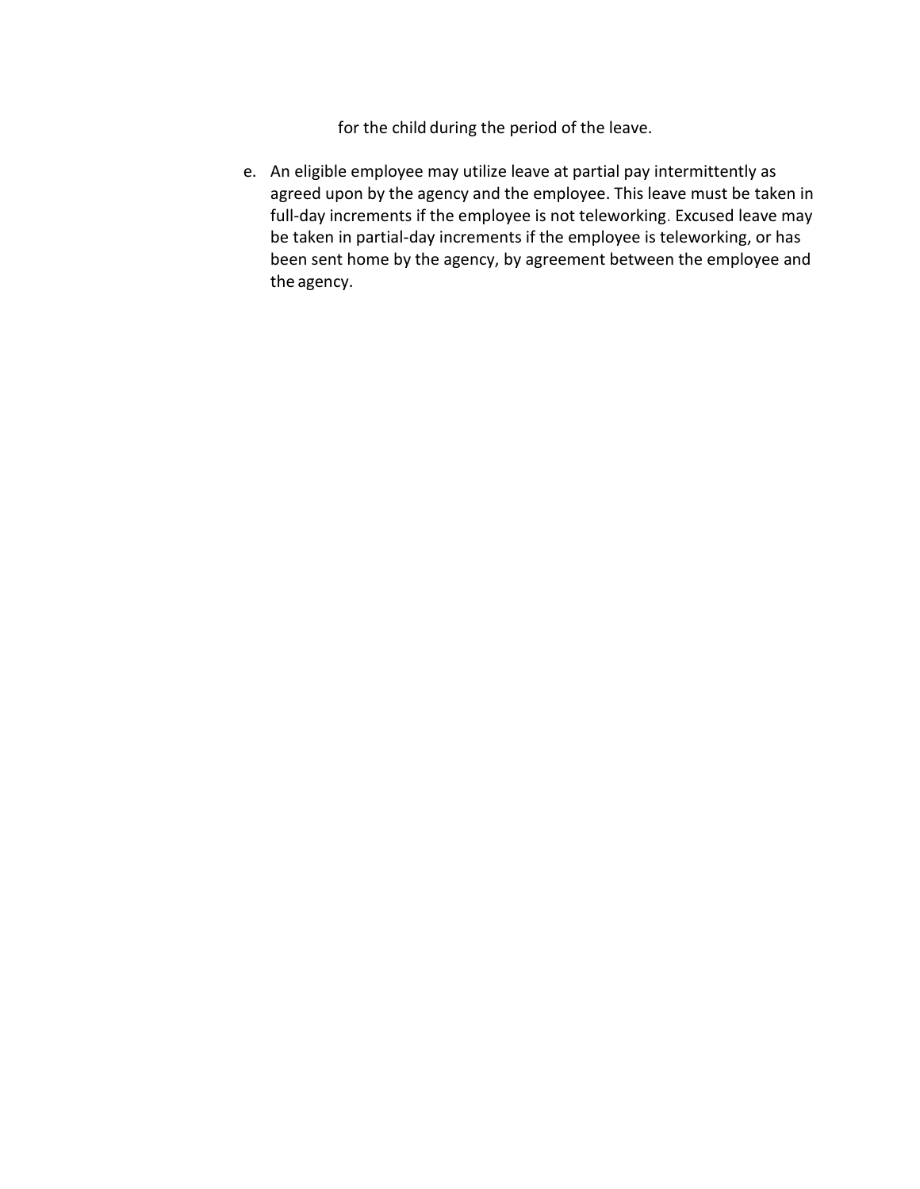for the child during the period of the leave.

e. An eligible employee may utilize leave at partial pay intermittently as agreed upon by the agency and the employee. This leave must be taken in full-day increments if the employee is not teleworking. Excused leave may be taken in partial-day increments if the employee is teleworking, or has been sent home by the agency, by agreement between the employee and the agency.